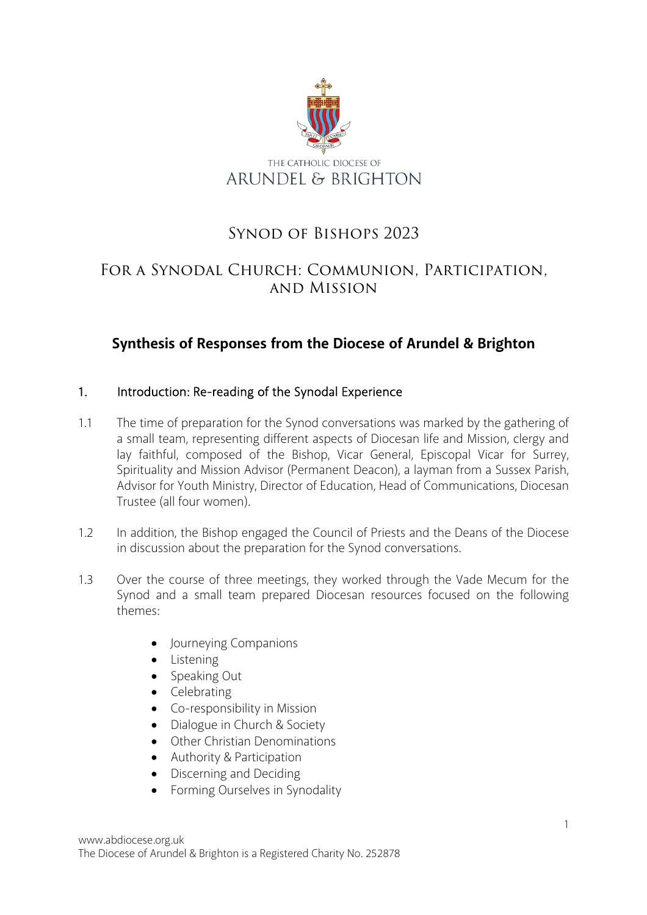THE CATHOLIC DIOCESE OF
ARUNDEL & BRIGHTON

# Synod of Bishops 2023

## For a Synodal Church: Communion, Participation, and Mission

## Synthesis of Responses from the Diocese of Arundel & Brighton

### 1. Introduction: Re-reading of the Synodal Experience

1.1 The time of preparation for the Synod conversations was marked by the gathering of a small team, representing different aspects of Diocesan life and Mission, clergy and lay faithful, composed of the Bishop, Vicar General, Episcopal Vicar for Surrey, Spirituality and Mission Advisor (Permanent Deacon), a layman from a Sussex Parish, Advisor for Youth Ministry, Director of Education, Head of Communications, Diocesan Trustee (all four women).

1.2 In addition, the Bishop engaged the Council of Priests and the Deans of the Diocese in discussion about the preparation for the Synod conversations.

1.3 Over the course of three meetings, they worked through the Vade Mecum for the Synod and a small team prepared Diocesan resources focused on the following themes:

- Journeying Companions
- Listening
- Speaking Out
- Celebrating
- Co-responsibility in Mission
- Dialogue in Church & Society
- Other Christian Denominations
- Authority & Participation
- Discerning and Deciding
- Forming Ourselves in Synodality

www.abdiocese.org.uk
The Diocese of Arundel & Brighton is a Registered Charity No. 252878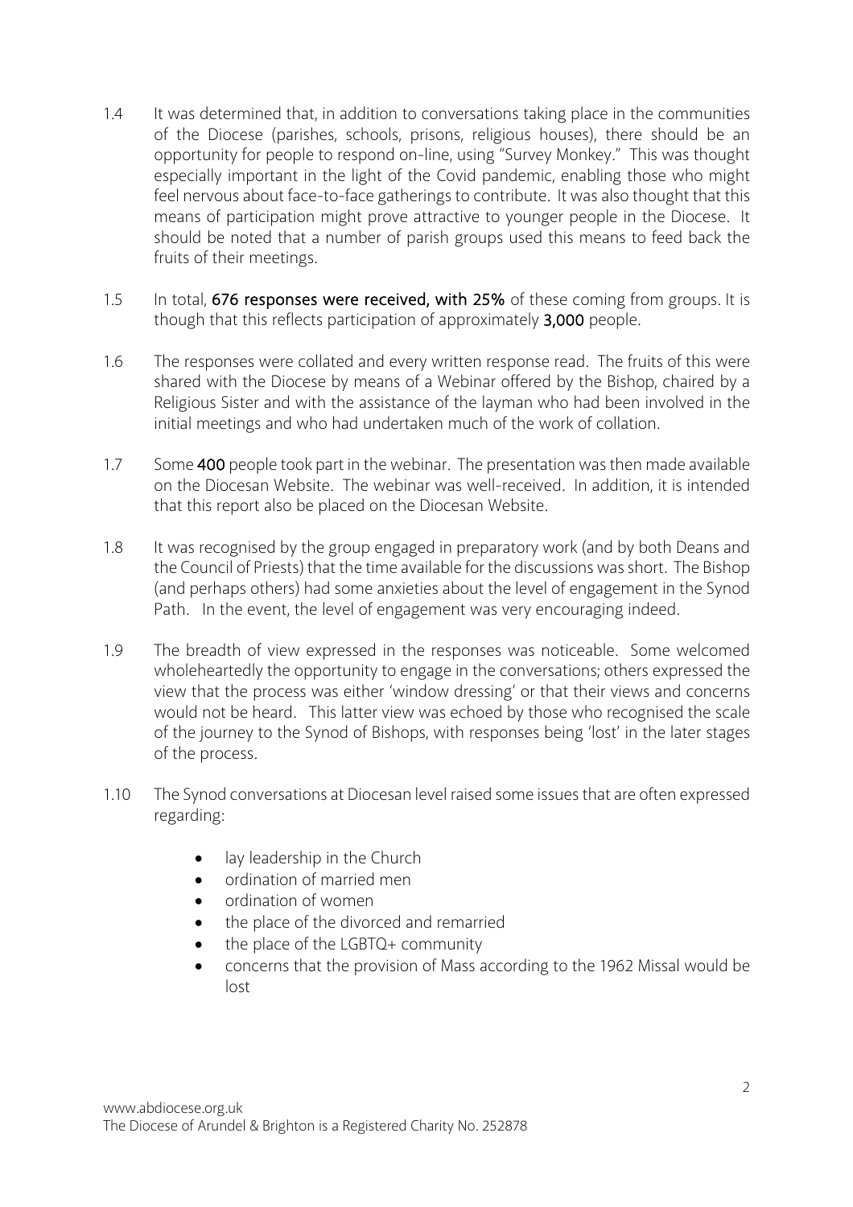1.4 It was determined that, in addition to conversations taking place in the communities of the Diocese (parishes, schools, prisons, religious houses), there should be an opportunity for people to respond on-line, using "Survey Monkey." This was thought especially important in the light of the Covid pandemic, enabling those who might feel nervous about face-to-face gatherings to contribute. It was also thought that this means of participation might prove attractive to younger people in the Diocese. It should be noted that a number of parish groups used this means to feed back the fruits of their meetings.

1.5 In total, **676 responses were received, with 25%** of these coming from groups. It is though that this reflects participation of approximately **3,000** people.

1.6 The responses were collated and every written response read. The fruits of this were shared with the Diocese by means of a Webinar offered by the Bishop, chaired by a Religious Sister and with the assistance of the layman who had been involved in the initial meetings and who had undertaken much of the work of collation.

1.7 Some **400** people took part in the webinar. The presentation was then made available on the Diocesan Website. The webinar was well-received. In addition, it is intended that this report also be placed on the Diocesan Website.

1.8 It was recognised by the group engaged in preparatory work (and by both Deans and the Council of Priests) that the time available for the discussions was short. The Bishop (and perhaps others) had some anxieties about the level of engagement in the Synod Path. In the event, the level of engagement was very encouraging indeed.

1.9 The breadth of view expressed in the responses was noticeable. Some welcomed wholeheartedly the opportunity to engage in the conversations; others expressed the view that the process was either 'window dressing' or that their views and concerns would not be heard. This latter view was echoed by those who recognised the scale of the journey to the Synod of Bishops, with responses being 'lost' in the later stages of the process.

1.10 The Synod conversations at Diocesan level raised some issues that are often expressed regarding:

- lay leadership in the Church
- ordination of married men
- ordination of women
- the place of the divorced and remarried
- the place of the LGBTQ+ community
- concerns that the provision of Mass according to the 1962 Missal would be lost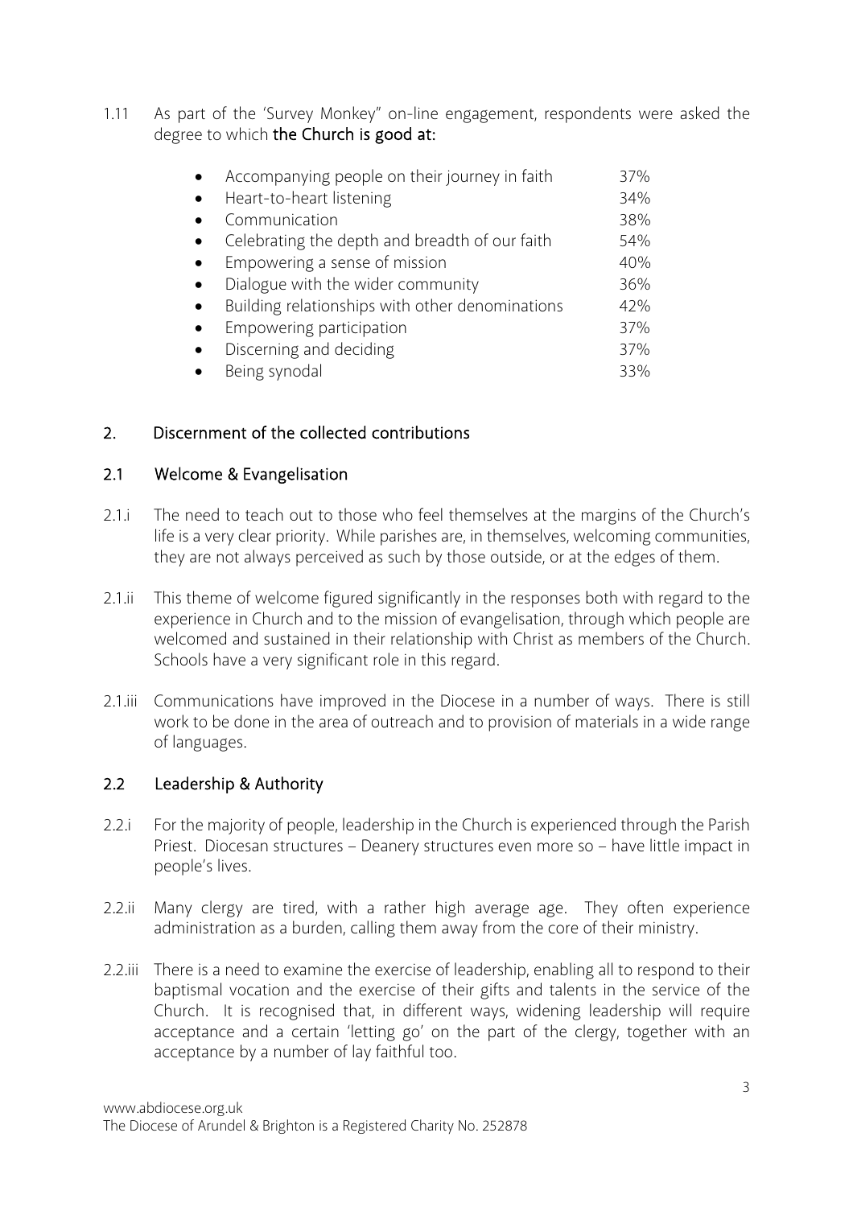1.11 As part of the 'Survey Monkey" on-line engagement, respondents were asked the degree to which **the Church is good at:**

- Accompanying people on their journey in faith 37%
- Heart-to-heart listening 34%
- Communication 38%
- Celebrating the depth and breadth of our faith 54%
- Empowering a sense of mission 40%
- Dialogue with the wider community 36%
- Building relationships with other denominations 42%
- Empowering participation 37%
- Discerning and deciding 37%
- Being synodal 33%

## 2. Discernment of the collected contributions

### 2.1 Welcome & Evangelisation

2.1.i The need to teach out to those who feel themselves at the margins of the Church's life is a very clear priority. While parishes are, in themselves, welcoming communities, they are not always perceived as such by those outside, or at the edges of them.

2.1.ii This theme of welcome figured significantly in the responses both with regard to the experience in Church and to the mission of evangelisation, through which people are welcomed and sustained in their relationship with Christ as members of the Church. Schools have a very significant role in this regard.

2.1.iii Communications have improved in the Diocese in a number of ways. There is still work to be done in the area of outreach and to provision of materials in a wide range of languages.

### 2.2 Leadership & Authority

2.2.i For the majority of people, leadership in the Church is experienced through the Parish Priest. Diocesan structures – Deanery structures even more so – have little impact in people's lives.

2.2.ii Many clergy are tired, with a rather high average age. They often experience administration as a burden, calling them away from the core of their ministry.

2.2.iii There is a need to examine the exercise of leadership, enabling all to respond to their baptismal vocation and the exercise of their gifts and talents in the service of the Church. It is recognised that, in different ways, widening leadership will require acceptance and a certain 'letting go' on the part of the clergy, together with an acceptance by a number of lay faithful too.

www.abdiocese.org.uk
The Diocese of Arundel & Brighton is a Registered Charity No. 252878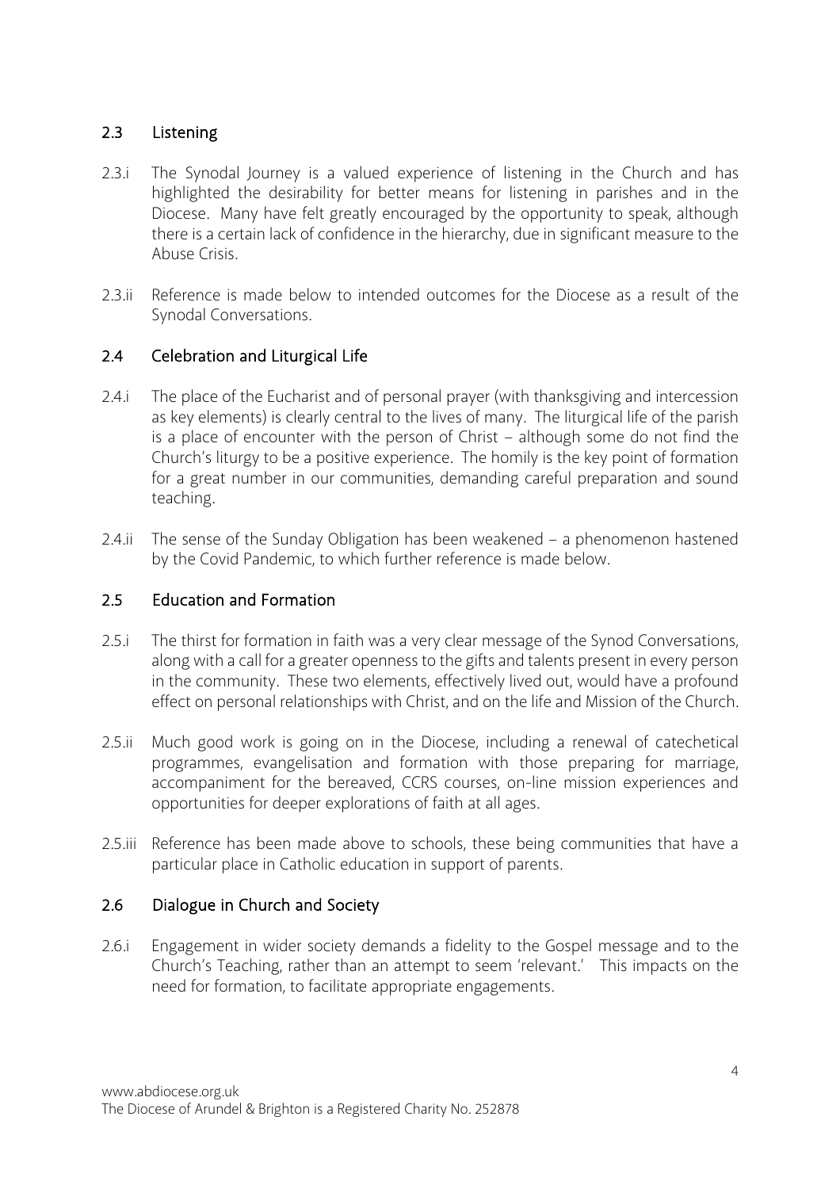## 2.3 Listening

2.3.i The Synodal Journey is a valued experience of listening in the Church and has highlighted the desirability for better means for listening in parishes and in the Diocese. Many have felt greatly encouraged by the opportunity to speak, although there is a certain lack of confidence in the hierarchy, due in significant measure to the Abuse Crisis.

2.3.ii Reference is made below to intended outcomes for the Diocese as a result of the Synodal Conversations.

## 2.4 Celebration and Liturgical Life

2.4.i The place of the Eucharist and of personal prayer (with thanksgiving and intercession as key elements) is clearly central to the lives of many. The liturgical life of the parish is a place of encounter with the person of Christ – although some do not find the Church's liturgy to be a positive experience. The homily is the key point of formation for a great number in our communities, demanding careful preparation and sound teaching.

2.4.ii The sense of the Sunday Obligation has been weakened – a phenomenon hastened by the Covid Pandemic, to which further reference is made below.

## 2.5 Education and Formation

2.5.i The thirst for formation in faith was a very clear message of the Synod Conversations, along with a call for a greater openness to the gifts and talents present in every person in the community. These two elements, effectively lived out, would have a profound effect on personal relationships with Christ, and on the life and Mission of the Church.

2.5.ii Much good work is going on in the Diocese, including a renewal of catechetical programmes, evangelisation and formation with those preparing for marriage, accompaniment for the bereaved, CCRS courses, on-line mission experiences and opportunities for deeper explorations of faith at all ages.

2.5.iii Reference has been made above to schools, these being communities that have a particular place in Catholic education in support of parents.

## 2.6 Dialogue in Church and Society

2.6.i Engagement in wider society demands a fidelity to the Gospel message and to the Church's Teaching, rather than an attempt to seem 'relevant.' This impacts on the need for formation, to facilitate appropriate engagements.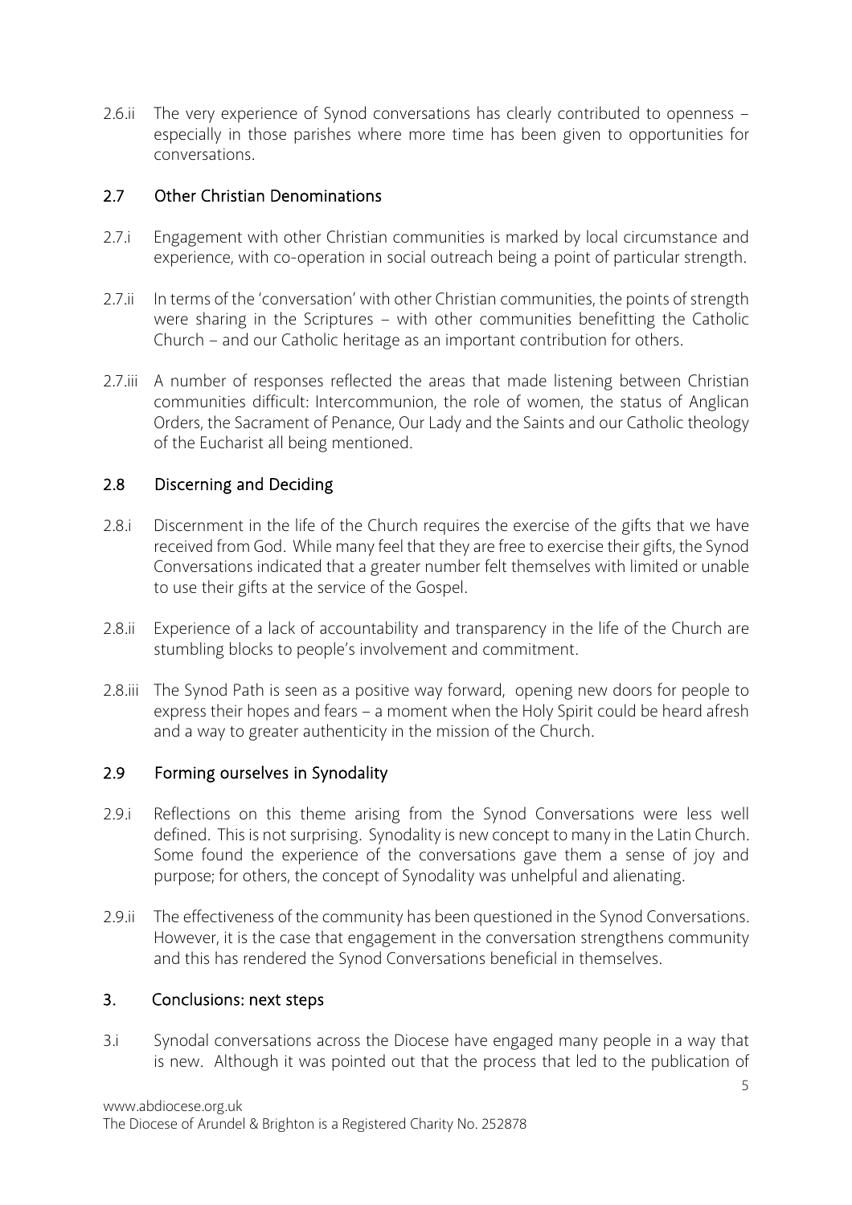2.6.ii The very experience of Synod conversations has clearly contributed to openness – especially in those parishes where more time has been given to opportunities for conversations.

## 2.7 Other Christian Denominations

2.7.i Engagement with other Christian communities is marked by local circumstance and experience, with co-operation in social outreach being a point of particular strength.

2.7.ii In terms of the 'conversation' with other Christian communities, the points of strength were sharing in the Scriptures – with other communities benefitting the Catholic Church – and our Catholic heritage as an important contribution for others.

2.7.iii A number of responses reflected the areas that made listening between Christian communities difficult: Intercommunion, the role of women, the status of Anglican Orders, the Sacrament of Penance, Our Lady and the Saints and our Catholic theology of the Eucharist all being mentioned.

## 2.8 Discerning and Deciding

2.8.i Discernment in the life of the Church requires the exercise of the gifts that we have received from God. While many feel that they are free to exercise their gifts, the Synod Conversations indicated that a greater number felt themselves with limited or unable to use their gifts at the service of the Gospel.

2.8.ii Experience of a lack of accountability and transparency in the life of the Church are stumbling blocks to people's involvement and commitment.

2.8.iii The Synod Path is seen as a positive way forward, opening new doors for people to express their hopes and fears – a moment when the Holy Spirit could be heard afresh and a way to greater authenticity in the mission of the Church.

## 2.9 Forming ourselves in Synodality

2.9.i Reflections on this theme arising from the Synod Conversations were less well defined. This is not surprising. Synodality is new concept to many in the Latin Church. Some found the experience of the conversations gave them a sense of joy and purpose; for others, the concept of Synodality was unhelpful and alienating.

2.9.ii The effectiveness of the community has been questioned in the Synod Conversations. However, it is the case that engagement in the conversation strengthens community and this has rendered the Synod Conversations beneficial in themselves.

## 3. Conclusions: next steps

3.i Synodal conversations across the Diocese have engaged many people in a way that is new. Although it was pointed out that the process that led to the publication of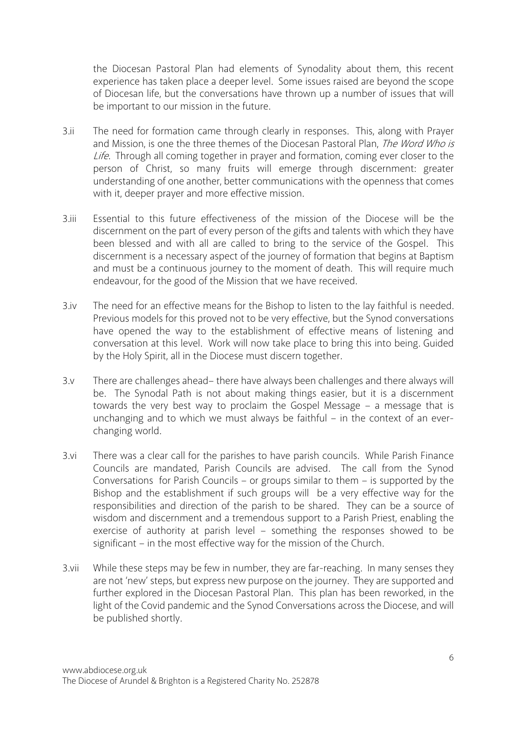the Diocesan Pastoral Plan had elements of Synodality about them, this recent experience has taken place a deeper level. Some issues raised are beyond the scope of Diocesan life, but the conversations have thrown up a number of issues that will be important to our mission in the future.

3.ii The need for formation came through clearly in responses. This, along with Prayer and Mission, is one the three themes of the Diocesan Pastoral Plan, *The Word Who is Life*. Through all coming together in prayer and formation, coming ever closer to the person of Christ, so many fruits will emerge through discernment: greater understanding of one another, better communications with the openness that comes with it, deeper prayer and more effective mission.

3.iii Essential to this future effectiveness of the mission of the Diocese will be the discernment on the part of every person of the gifts and talents with which they have been blessed and with all are called to bring to the service of the Gospel. This discernment is a necessary aspect of the journey of formation that begins at Baptism and must be a continuous journey to the moment of death. This will require much endeavour, for the good of the Mission that we have received.

3.iv The need for an effective means for the Bishop to listen to the lay faithful is needed. Previous models for this proved not to be very effective, but the Synod conversations have opened the way to the establishment of effective means of listening and conversation at this level. Work will now take place to bring this into being. Guided by the Holy Spirit, all in the Diocese must discern together.

3.v There are challenges ahead– there have always been challenges and there always will be. The Synodal Path is not about making things easier, but it is a discernment towards the very best way to proclaim the Gospel Message – a message that is unchanging and to which we must always be faithful – in the context of an ever-changing world.

3.vi There was a clear call for the parishes to have parish councils. While Parish Finance Councils are mandated, Parish Councils are advised. The call from the Synod Conversations for Parish Councils – or groups similar to them – is supported by the Bishop and the establishment if such groups will be a very effective way for the responsibilities and direction of the parish to be shared. They can be a source of wisdom and discernment and a tremendous support to a Parish Priest, enabling the exercise of authority at parish level – something the responses showed to be significant – in the most effective way for the mission of the Church.

3.vii While these steps may be few in number, they are far-reaching. In many senses they are not 'new' steps, but express new purpose on the journey. They are supported and further explored in the Diocesan Pastoral Plan. This plan has been reworked, in the light of the Covid pandemic and the Synod Conversations across the Diocese, and will be published shortly.

www.abdiocese.org.uk
The Diocese of Arundel & Brighton is a Registered Charity No. 252878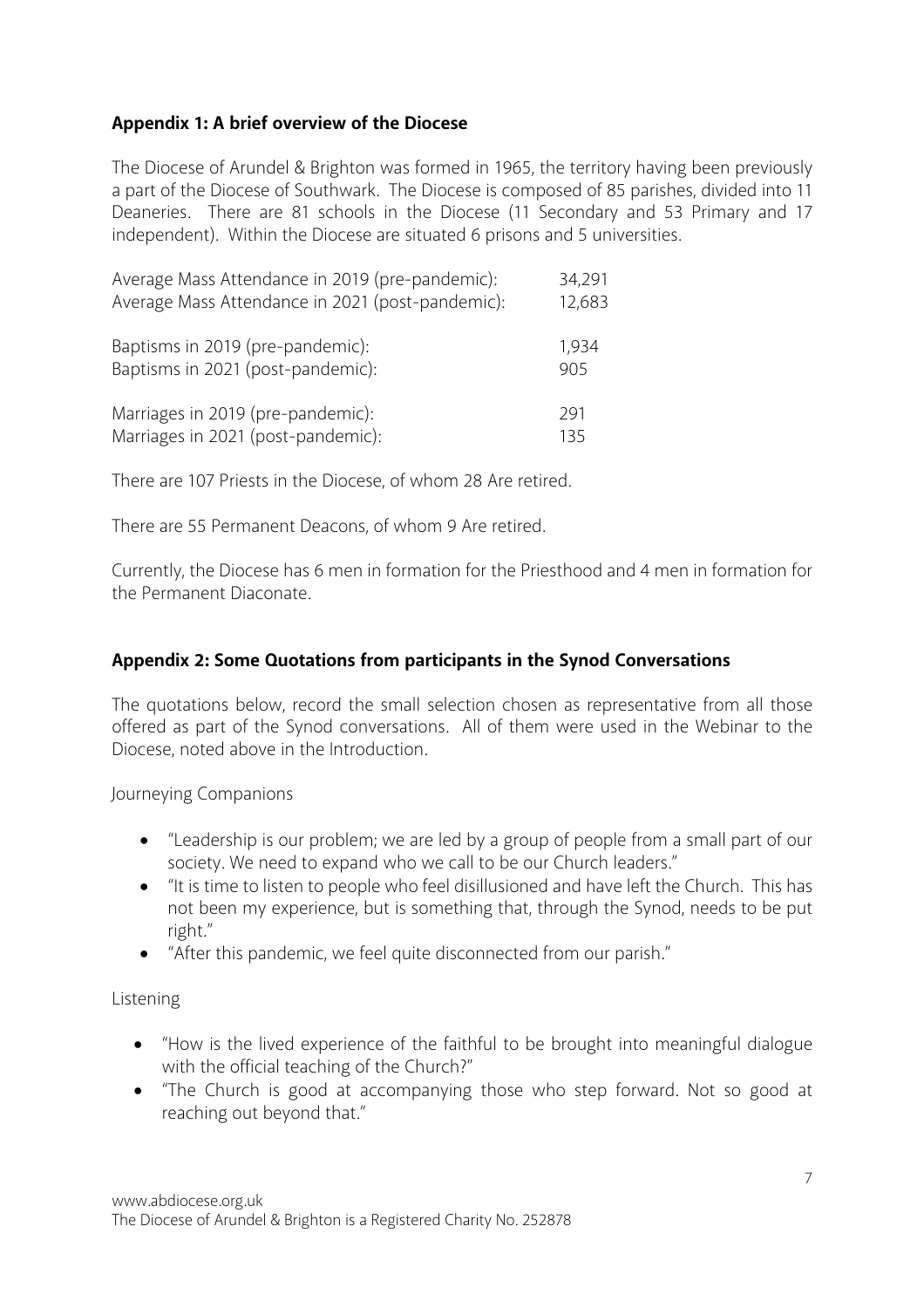## Appendix 1: A brief overview of the Diocese

The Diocese of Arundel & Brighton was formed in 1965, the territory having been previously a part of the Diocese of Southwark. The Diocese is composed of 85 parishes, divided into 11 Deaneries. There are 81 schools in the Diocese (11 Secondary and 53 Primary and 17 independent). Within the Diocese are situated 6 prisons and 5 universities.

| | |
|---|---|
| Average Mass Attendance in 2019 (pre-pandemic): | 34,291 |
| Average Mass Attendance in 2021 (post-pandemic): | 12,683 |
| Baptisms in 2019 (pre-pandemic): | 1,934 |
| Baptisms in 2021 (post-pandemic): | 905 |
| Marriages in 2019 (pre-pandemic): | 291 |
| Marriages in 2021 (post-pandemic): | 135 |

There are 107 Priests in the Diocese, of whom 28 Are retired.

There are 55 Permanent Deacons, of whom 9 Are retired.

Currently, the Diocese has 6 men in formation for the Priesthood and 4 men in formation for the Permanent Diaconate.

## Appendix 2: Some Quotations from participants in the Synod Conversations

The quotations below, record the small selection chosen as representative from all those offered as part of the Synod conversations. All of them were used in the Webinar to the Diocese, noted above in the Introduction.

Journeying Companions

- "Leadership is our problem; we are led by a group of people from a small part of our society. We need to expand who we call to be our Church leaders."
- "It is time to listen to people who feel disillusioned and have left the Church. This has not been my experience, but is something that, through the Synod, needs to be put right."
- "After this pandemic, we feel quite disconnected from our parish."

Listening

- "How is the lived experience of the faithful to be brought into meaningful dialogue with the official teaching of the Church?"
- "The Church is good at accompanying those who step forward. Not so good at reaching out beyond that."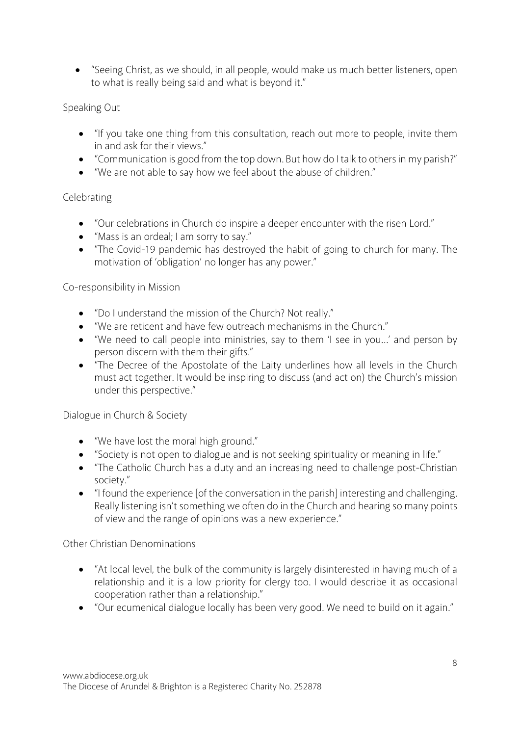- "Seeing Christ, as we should, in all people, would make us much better listeners, open to what is really being said and what is beyond it."

Speaking Out

- "If you take one thing from this consultation, reach out more to people, invite them in and ask for their views."
- "Communication is good from the top down. But how do I talk to others in my parish?"
- "We are not able to say how we feel about the abuse of children."

Celebrating

- "Our celebrations in Church do inspire a deeper encounter with the risen Lord."
- "Mass is an ordeal; I am sorry to say."
- "The Covid-19 pandemic has destroyed the habit of going to church for many. The motivation of 'obligation' no longer has any power."

Co-responsibility in Mission

- "Do I understand the mission of the Church? Not really."
- "We are reticent and have few outreach mechanisms in the Church."
- "We need to call people into ministries, say to them 'I see in you...' and person by person discern with them their gifts."
- "The Decree of the Apostolate of the Laity underlines how all levels in the Church must act together. It would be inspiring to discuss (and act on) the Church's mission under this perspective."

Dialogue in Church & Society

- "We have lost the moral high ground."
- "Society is not open to dialogue and is not seeking spirituality or meaning in life."
- "The Catholic Church has a duty and an increasing need to challenge post-Christian society."
- "I found the experience [of the conversation in the parish] interesting and challenging. Really listening isn't something we often do in the Church and hearing so many points of view and the range of opinions was a new experience."

Other Christian Denominations

- "At local level, the bulk of the community is largely disinterested in having much of a relationship and it is a low priority for clergy too. I would describe it as occasional cooperation rather than a relationship."
- "Our ecumenical dialogue locally has been very good. We need to build on it again."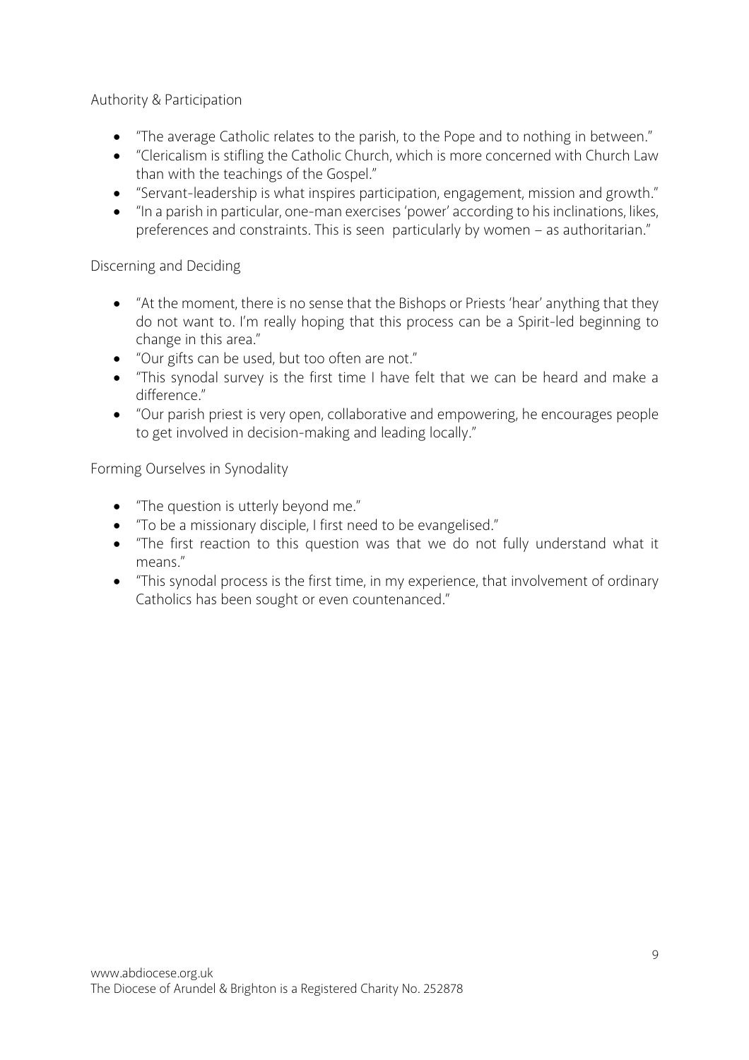Authority & Participation

- "The average Catholic relates to the parish, to the Pope and to nothing in between."
- "Clericalism is stifling the Catholic Church, which is more concerned with Church Law than with the teachings of the Gospel."
- "Servant-leadership is what inspires participation, engagement, mission and growth."
- "In a parish in particular, one-man exercises 'power' according to his inclinations, likes, preferences and constraints. This is seen particularly by women – as authoritarian."

Discerning and Deciding

- "At the moment, there is no sense that the Bishops or Priests 'hear' anything that they do not want to. I'm really hoping that this process can be a Spirit-led beginning to change in this area."
- "Our gifts can be used, but too often are not."
- "This synodal survey is the first time I have felt that we can be heard and make a difference."
- "Our parish priest is very open, collaborative and empowering, he encourages people to get involved in decision-making and leading locally."

Forming Ourselves in Synodality

- "The question is utterly beyond me."
- "To be a missionary disciple, I first need to be evangelised."
- "The first reaction to this question was that we do not fully understand what it means."
- "This synodal process is the first time, in my experience, that involvement of ordinary Catholics has been sought or even countenanced."